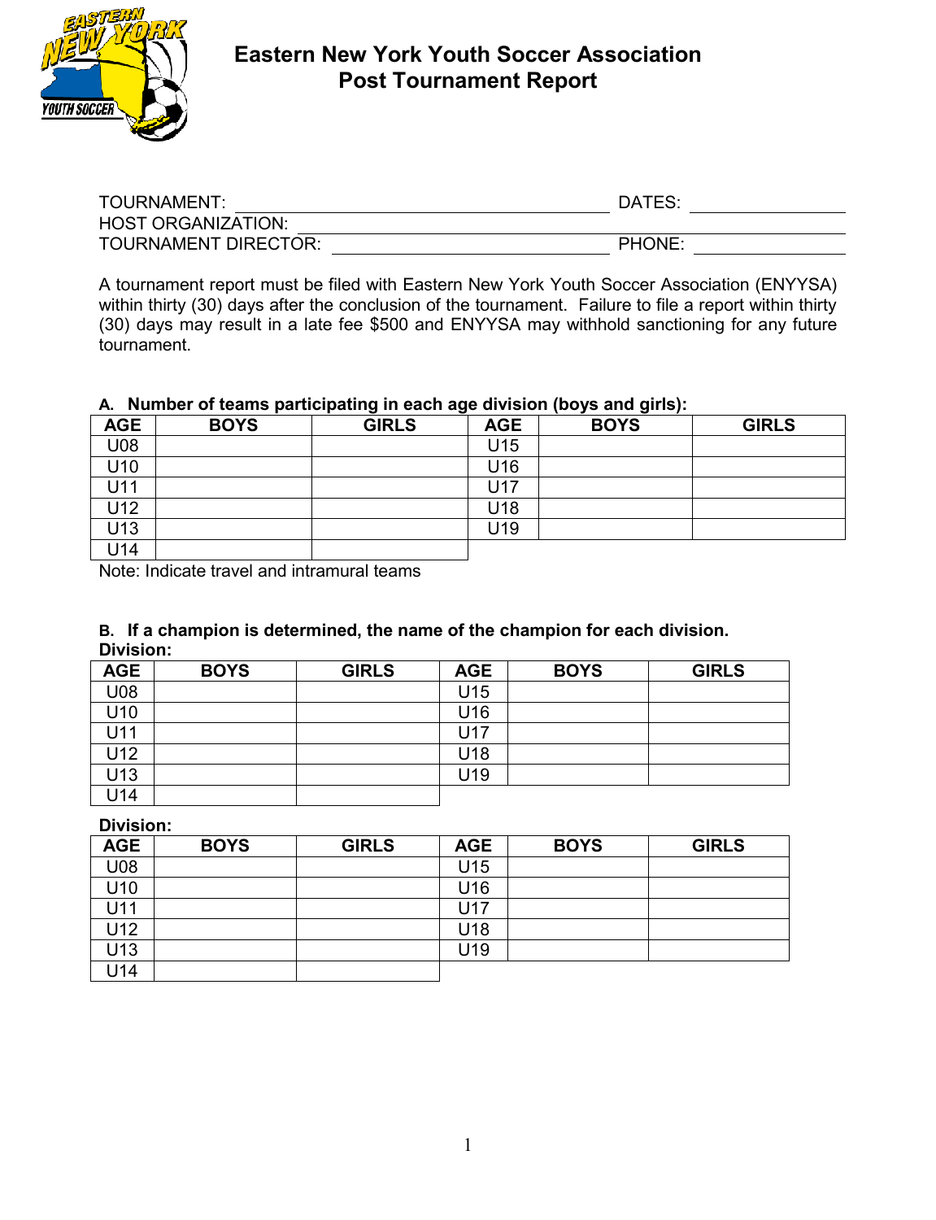# Eastern New York Youth Soccer Association
## Post Tournament Report

TOURNAMENT: ______________________________ DATES: ______________

HOST ORGANIZATION: ______________________________________________

TOURNAMENT DIRECTOR: ______________________ PHONE: ______________

A tournament report must be filed with Eastern New York Youth Soccer Association (ENYYSA) within thirty (30) days after the conclusion of the tournament. Failure to file a report within thirty (30) days may result in a late fee $500 and ENYYSA may withhold sanctioning for any future tournament.

**A. Number of teams participating in each age division (boys and girls):**

| AGE | BOYS | GIRLS | AGE | BOYS | GIRLS |
|---|---|---|---|---|---|
| U08 | | | U15 | | |
| U10 | | | U16 | | |
| U11 | | | U17 | | |
| U12 | | | U18 | | |
| U13 | | | U19 | | |
| U14 | | | | | |

Note: Indicate travel and intramural teams

**B. If a champion is determined, the name of the champion for each division.**

**Division:**

| AGE | BOYS | GIRLS | AGE | BOYS | GIRLS |
|---|---|---|---|---|---|
| U08 | | | U15 | | |
| U10 | | | U16 | | |
| U11 | | | U17 | | |
| U12 | | | U18 | | |
| U13 | | | U19 | | |
| U14 | | | | | |

**Division:**

| AGE | BOYS | GIRLS | AGE | BOYS | GIRLS |
|---|---|---|---|---|---|
| U08 | | | U15 | | |
| U10 | | | U16 | | |
| U11 | | | U17 | | |
| U12 | | | U18 | | |
| U13 | | | U19 | | |
| U14 | | | | | |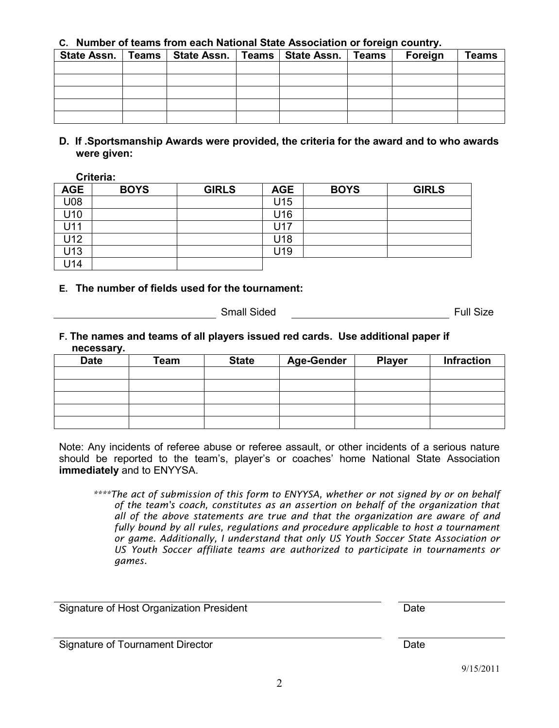**C. Number of teams from each National State Association or foreign country.**

| State Assn. | Teams | State Assn. | Teams | State Assn. | Teams | Foreign | Teams |
|---|---|---|---|---|---|---|---|
| | | | | | | | |
| | | | | | | | |
| | | | | | | | |
| | | | | | | | |
| | | | | | | | |

**D. If .Sportsmanship Awards were provided, the criteria for the award and to who awards were given:**

**Criteria:**

| AGE | BOYS | GIRLS | AGE | BOYS | GIRLS |
|---|---|---|---|---|---|
| U08 | | | U15 | | |
| U10 | | | U16 | | |
| U11 | | | U17 | | |
| U12 | | | U18 | | |
| U13 | | | U19 | | |
| U14 | | | | | |

**E. The number of fields used for the tournament:**

\_\_\_\_\_\_\_\_\_\_\_\_\_\_\_\_\_\_\_\_\_\_\_\_\_\_\_\_ Small Sided \_\_\_\_\_\_\_\_\_\_\_\_\_\_\_\_\_\_\_\_\_\_\_\_\_\_\_\_ Full Size

**F. The names and teams of all players issued red cards. Use additional paper if necessary.**

| Date | Team | State | Age-Gender | Player | Infraction |
|---|---|---|---|---|---|
| | | | | | |
| | | | | | |
| | | | | | |
| | | | | | |
| | | | | | |

Note: Any incidents of referee abuse or referee assault, or other incidents of a serious nature should be reported to the team's, player's or coaches' home National State Association **immediately** and to ENYYSA.

*\*\*\*\*The act of submission of this form to ENYYSA, whether or not signed by or on behalf of the team's coach, constitutes as an assertion on behalf of the organization that all of the above statements are true and that the organization are aware of and fully bound by all rules, regulations and procedure applicable to host a tournament or game. Additionally, I understand that only US Youth Soccer State Association or US Youth Soccer affiliate teams are authorized to participate in tournaments or games.*

\_\_\_\_\_\_\_\_\_\_\_\_\_\_\_\_\_\_\_\_\_\_\_\_\_\_\_\_\_\_\_\_\_\_\_\_\_\_\_\_ \_\_\_\_\_\_\_\_\_\_\_\_\_\_\_\_

Signature of Host Organization President Date

\_\_\_\_\_\_\_\_\_\_\_\_\_\_\_\_\_\_\_\_\_\_\_\_\_\_\_\_\_\_\_\_\_\_\_\_\_\_\_\_ \_\_\_\_\_\_\_\_\_\_\_\_\_\_\_\_

Signature of Tournament Director Date

9/15/2011